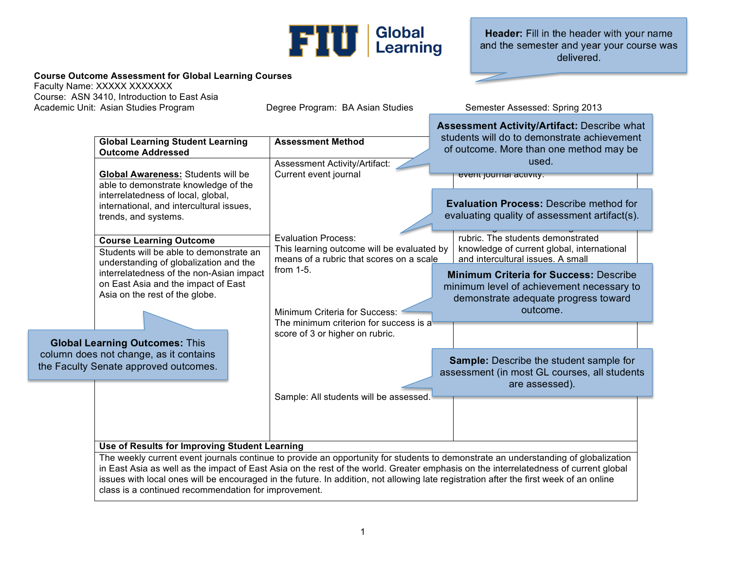**Course Outcome Assessment for Global Learning Courses**

Faculty Name: XXXXX XXXXXXX

Course: ASN 3410, Introduction to East Asia

Academic Unit: Asian Studies Program

Degree Program: BA Asian Studies

Semester Assessed: Spring 2013

> **Header:** Fill in the header with your name and the semester and year your course was delivered.

| Global Learning Student Learning Outcome Addressed | Assessment Method | |
|---|---|---|
| **Global Awareness:** Students will be able to demonstrate knowledge of the interrelatedness of local, global, international, and intercultural issues, trends, and systems. | Assessment Activity/Artifact: Current event journal | event journal activity. |
| **Course Learning Outcome** Students will be able to demonstrate an understanding of globalization and the interrelatedness of the non-Asian impact on East Asia and the impact of East Asia on the rest of the globe. | Evaluation Process: This learning outcome will be evaluated by means of a rubric that scores on a scale from 1-5. | rubric. The students demonstrated knowledge of current global, international and intercultural issues. A small |
| | Minimum Criteria for Success: The minimum criterion for success is a score of 3 or higher on rubric. | |
| | Sample: All students will be assessed. | |

> **Assessment Activity/Artifact:** Describe what students will do to demonstrate achievement of outcome. More than one method may be used.

> **Evaluation Process:** Describe method for evaluating quality of assessment artifact(s).

> **Minimum Criteria for Success:** Describe minimum level of achievement necessary to demonstrate adequate progress toward outcome.

> **Sample:** Describe the student sample for assessment (in most GL courses, all students are assessed).

> **Global Learning Outcomes:** This column does not change, as it contains the Faculty Senate approved outcomes.

**Use of Results for Improving Student Learning**

The weekly current event journals continue to provide an opportunity for students to demonstrate an understanding of globalization in East Asia as well as the impact of East Asia on the rest of the world. Greater emphasis on the interrelatedness of current global issues with local ones will be encouraged in the future. In addition, not allowing late registration after the first week of an online class is a continued recommendation for improvement.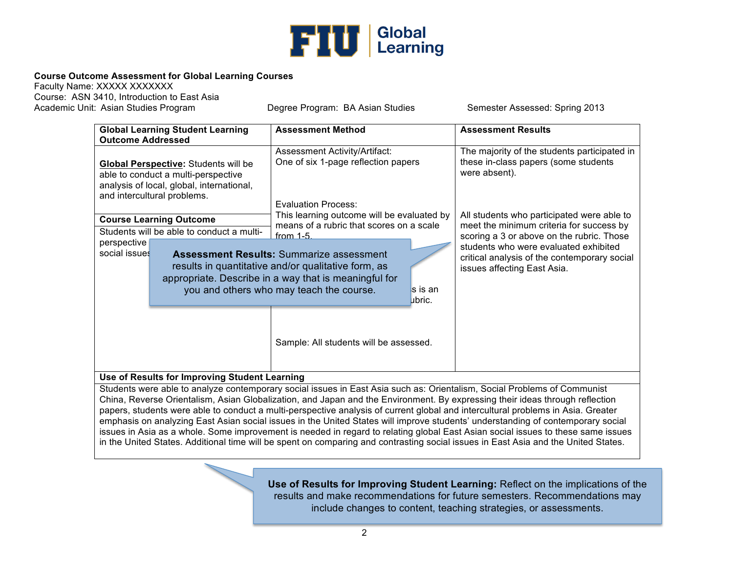**Course Outcome Assessment for Global Learning Courses**

Faculty Name: XXXXX XXXXXXX

Course: ASN 3410, Introduction to East Asia

Academic Unit: Asian Studies Program Degree Program: BA Asian Studies Semester Assessed: Spring 2013

| Global Learning Student Learning Outcome Addressed | Assessment Method | Assessment Results |
|---|---|---|
| **Global Perspective:** Students will be able to conduct a multi-perspective analysis of local, global, international, and intercultural problems.<br><br>**Course Learning Outcome**<br>Students will be able to conduct a multi-perspective social issues | Assessment Activity/Artifact:<br>One of six 1-page reflection papers<br><br>Evaluation Process:<br>This learning outcome will be evaluated by means of a rubric that scores on a scale from 1-5.<br><br>s is an ubric.<br><br>Sample: All students will be assessed. | The majority of the students participated in these in-class papers (some students were absent).<br><br>All students who participated were able to meet the minimum criteria for success by scoring a 3 or above on the rubric. Those students who were evaluated exhibited critical analysis of the contemporary social issues affecting East Asia. |

**Assessment Results:** Summarize assessment results in quantitative and/or qualitative form, as appropriate. Describe in a way that is meaningful for you and others who may teach the course.

**Use of Results for Improving Student Learning**

Students were able to analyze contemporary social issues in East Asia such as: Orientalism, Social Problems of Communist China, Reverse Orientalism, Asian Globalization, and Japan and the Environment. By expressing their ideas through reflection papers, students were able to conduct a multi-perspective analysis of current global and intercultural problems in Asia. Greater emphasis on analyzing East Asian social issues in the United States will improve students' understanding of contemporary social issues in Asia as a whole. Some improvement is needed in regard to relating global East Asian social issues to these same issues in the United States. Additional time will be spent on comparing and contrasting social issues in East Asia and the United States.

**Use of Results for Improving Student Learning:** Reflect on the implications of the results and make recommendations for future semesters. Recommendations may include changes to content, teaching strategies, or assessments.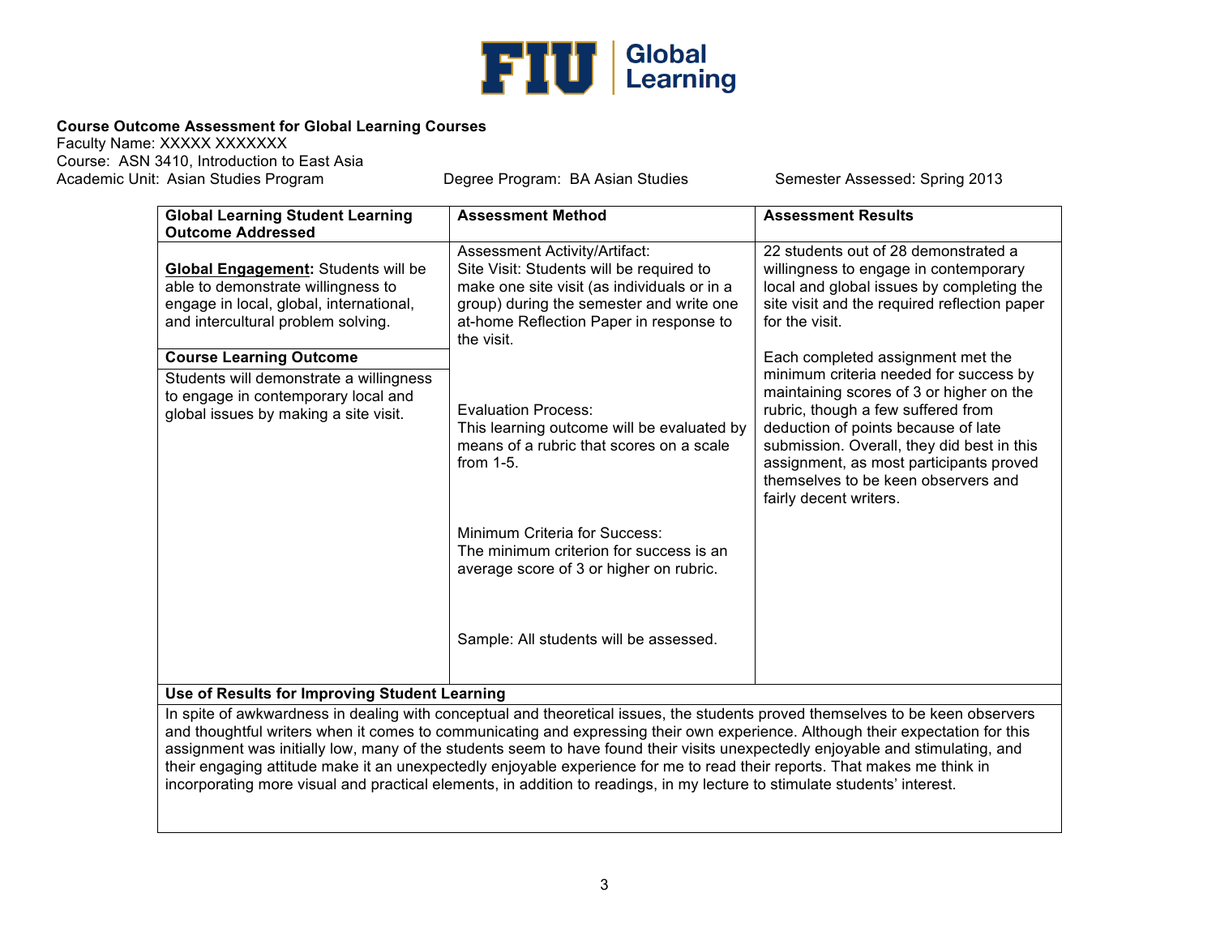**Course Outcome Assessment for Global Learning Courses**
Faculty Name: XXXXX XXXXXXX
Course: ASN 3410, Introduction to East Asia
Academic Unit: Asian Studies Program Degree Program: BA Asian Studies Semester Assessed: Spring 2013

| Global Learning Student Learning Outcome Addressed | Assessment Method | Assessment Results |
|---|---|---|
| **Global Engagement:** Students will be able to demonstrate willingness to engage in local, global, international, and intercultural problem solving.<br><br>**Course Learning Outcome**<br>Students will demonstrate a willingness to engage in contemporary local and global issues by making a site visit. | Assessment Activity/Artifact:<br>Site Visit: Students will be required to make one site visit (as individuals or in a group) during the semester and write one at-home Reflection Paper in response to the visit.<br><br>Evaluation Process:<br>This learning outcome will be evaluated by means of a rubric that scores on a scale from 1-5.<br><br>Minimum Criteria for Success:<br>The minimum criterion for success is an average score of 3 or higher on rubric.<br><br>Sample: All students will be assessed. | 22 students out of 28 demonstrated a willingness to engage in contemporary local and global issues by completing the site visit and the required reflection paper for the visit.<br><br>Each completed assignment met the minimum criteria needed for success by maintaining scores of 3 or higher on the rubric, though a few suffered from deduction of points because of late submission. Overall, they did best in this assignment, as most participants proved themselves to be keen observers and fairly decent writers. |
| **Use of Results for Improving Student Learning** | | |
| In spite of awkwardness in dealing with conceptual and theoretical issues, the students proved themselves to be keen observers and thoughtful writers when it comes to communicating and expressing their own experience. Although their expectation for this assignment was initially low, many of the students seem to have found their visits unexpectedly enjoyable and stimulating, and their engaging attitude make it an unexpectedly enjoyable experience for me to read their reports. That makes me think in incorporating more visual and practical elements, in addition to readings, in my lecture to stimulate students' interest. | | |